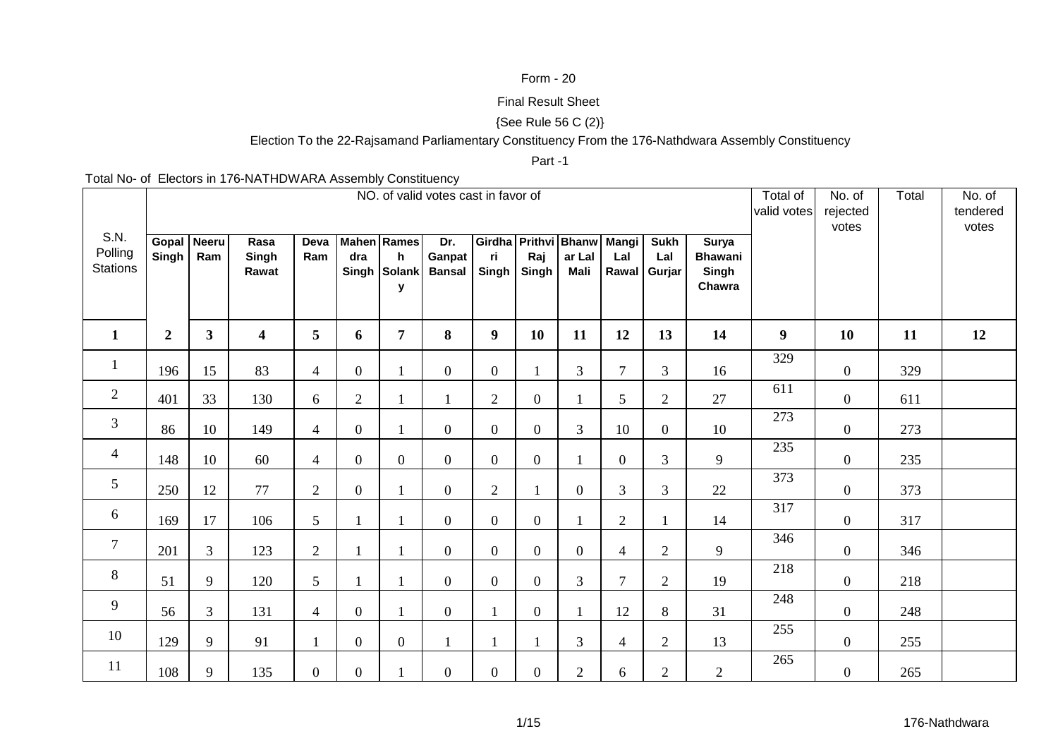Form - 20

Final Result Sheet

{See Rule 56 C (2)}

Election To the 22-Rajsamand Parliamentary Constituency From the 176-Nathdwara Assembly Constituency

Part -1

Total No- of Electors in 176-NATHDWARA Assembly Constituency

| S.N. Polling Stations | NO. of valid votes cast in favor of | | | | | | | | | | | | | Total of valid votes | No. of rejected votes | Total | No. of tendered votes |
|---|---|---|---|---|---|---|---|---|---|---|---|---|---|---|---|---|---|
| | Gopal Singh | Neeru Ram | Rasa Singh Rawat | Deva Ram | Mahendra Singh | Ramesh Solanky | Dr. Ganpat Bansal | Girdhari Singh | Prithvi Raj Singh | Bhanwar Lal Mali | Mangi Lal Rawal | Sukh Lal Gurjar | Surya Bhawani Singh Chawra | | | | |
| **1** | **2** | **3** | **4** | **5** | **6** | **7** | **8** | **9** | **10** | **11** | **12** | **13** | **14** | **9** | **10** | **11** | **12** |
| 1 | 196 | 15 | 83 | 4 | 0 | 1 | 0 | 0 | 1 | 3 | 7 | 3 | 16 | 329 | 0 | 329 | |
| 2 | 401 | 33 | 130 | 6 | 2 | 1 | 1 | 2 | 0 | 1 | 5 | 2 | 27 | 611 | 0 | 611 | |
| 3 | 86 | 10 | 149 | 4 | 0 | 1 | 0 | 0 | 0 | 3 | 10 | 0 | 10 | 273 | 0 | 273 | |
| 4 | 148 | 10 | 60 | 4 | 0 | 0 | 0 | 0 | 0 | 1 | 0 | 3 | 9 | 235 | 0 | 235 | |
| 5 | 250 | 12 | 77 | 2 | 0 | 1 | 0 | 2 | 1 | 0 | 3 | 3 | 22 | 373 | 0 | 373 | |
| 6 | 169 | 17 | 106 | 5 | 1 | 1 | 0 | 0 | 0 | 1 | 2 | 1 | 14 | 317 | 0 | 317 | |
| 7 | 201 | 3 | 123 | 2 | 1 | 1 | 0 | 0 | 0 | 0 | 4 | 2 | 9 | 346 | 0 | 346 | |
| 8 | 51 | 9 | 120 | 5 | 1 | 1 | 0 | 0 | 0 | 3 | 7 | 2 | 19 | 218 | 0 | 218 | |
| 9 | 56 | 3 | 131 | 4 | 0 | 1 | 0 | 1 | 0 | 1 | 12 | 8 | 31 | 248 | 0 | 248 | |
| 10 | 129 | 9 | 91 | 1 | 0 | 0 | 1 | 1 | 1 | 3 | 4 | 2 | 13 | 255 | 0 | 255 | |
| 11 | 108 | 9 | 135 | 0 | 0 | 1 | 0 | 0 | 0 | 2 | 6 | 2 | 2 | 265 | 0 | 265 | |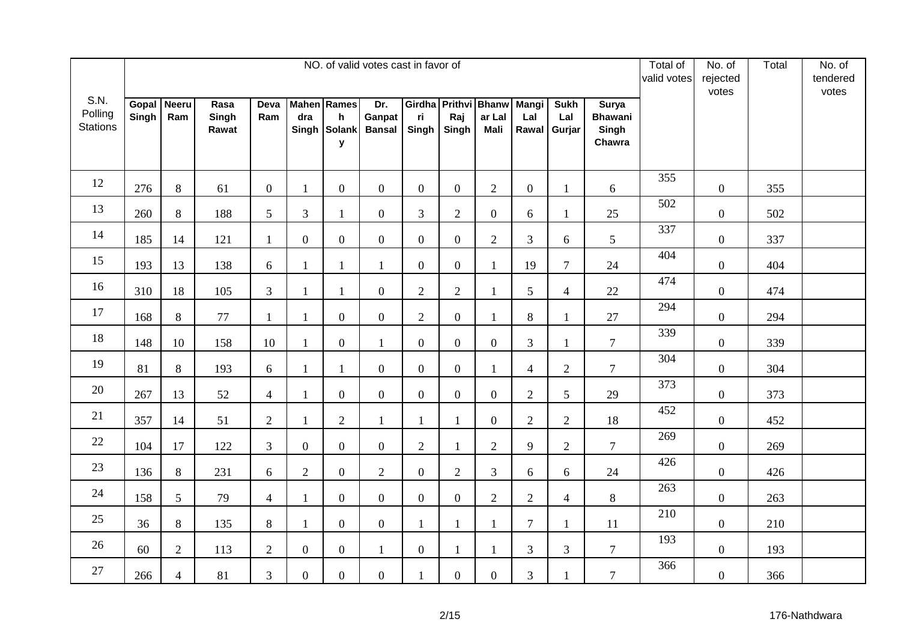| S.N. Polling Stations | NO. of valid votes cast in favor of | | | | | | | | | | | | | Total of valid votes | No. of rejected votes | Total | No. of tendered votes |
|---|---|---|---|---|---|---|---|---|---|---|---|---|---|---|---|---|---|
| | Gopal Singh | Neeru Ram | Rasa Singh Rawat | Deva Ram | Mahendra Singh | Ramesh Solanky | Dr. Ganpat Bansal | Girdhari Singh | Prithvi Raj Singh | Bhanwar Lal Mali | Mangi Lal Rawal | Sukh Lal Gurjar | Surya Bhawani Singh Chawra | | | | |
| 12 | 276 | 8 | 61 | 0 | 1 | 0 | 0 | 0 | 0 | 2 | 0 | 1 | 6 | 355 | 0 | 355 | |
| 13 | 260 | 8 | 188 | 5 | 3 | 1 | 0 | 3 | 2 | 0 | 6 | 1 | 25 | 502 | 0 | 502 | |
| 14 | 185 | 14 | 121 | 1 | 0 | 0 | 0 | 0 | 0 | 2 | 3 | 6 | 5 | 337 | 0 | 337 | |
| 15 | 193 | 13 | 138 | 6 | 1 | 1 | 1 | 0 | 0 | 1 | 19 | 7 | 24 | 404 | 0 | 404 | |
| 16 | 310 | 18 | 105 | 3 | 1 | 1 | 0 | 2 | 2 | 1 | 5 | 4 | 22 | 474 | 0 | 474 | |
| 17 | 168 | 8 | 77 | 1 | 1 | 0 | 0 | 2 | 0 | 1 | 8 | 1 | 27 | 294 | 0 | 294 | |
| 18 | 148 | 10 | 158 | 10 | 1 | 0 | 1 | 0 | 0 | 0 | 3 | 1 | 7 | 339 | 0 | 339 | |
| 19 | 81 | 8 | 193 | 6 | 1 | 1 | 0 | 0 | 0 | 1 | 4 | 2 | 7 | 304 | 0 | 304 | |
| 20 | 267 | 13 | 52 | 4 | 1 | 0 | 0 | 0 | 0 | 0 | 2 | 5 | 29 | 373 | 0 | 373 | |
| 21 | 357 | 14 | 51 | 2 | 1 | 2 | 1 | 1 | 1 | 0 | 2 | 2 | 18 | 452 | 0 | 452 | |
| 22 | 104 | 17 | 122 | 3 | 0 | 0 | 0 | 2 | 1 | 2 | 9 | 2 | 7 | 269 | 0 | 269 | |
| 23 | 136 | 8 | 231 | 6 | 2 | 0 | 2 | 0 | 2 | 3 | 6 | 6 | 24 | 426 | 0 | 426 | |
| 24 | 158 | 5 | 79 | 4 | 1 | 0 | 0 | 0 | 0 | 2 | 2 | 4 | 8 | 263 | 0 | 263 | |
| 25 | 36 | 8 | 135 | 8 | 1 | 0 | 0 | 1 | 1 | 1 | 7 | 1 | 11 | 210 | 0 | 210 | |
| 26 | 60 | 2 | 113 | 2 | 0 | 0 | 1 | 0 | 1 | 1 | 3 | 3 | 7 | 193 | 0 | 193 | |
| 27 | 266 | 4 | 81 | 3 | 0 | 0 | 0 | 1 | 0 | 0 | 3 | 1 | 7 | 366 | 0 | 366 | |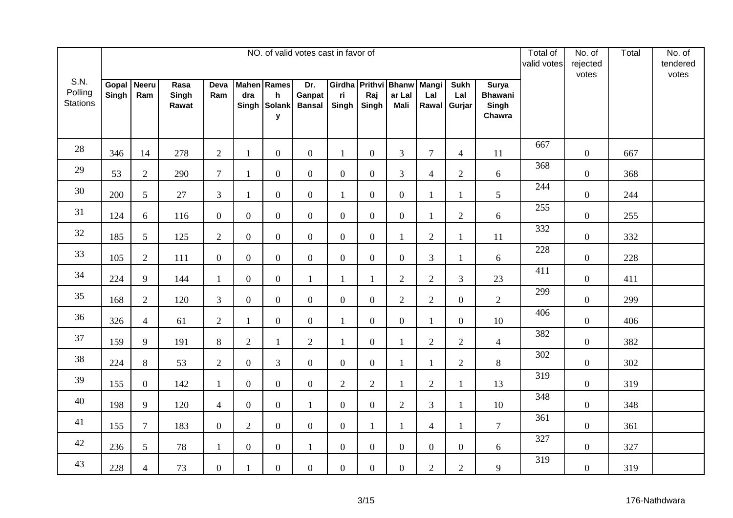| S.N. Polling Stations | NO. of valid votes cast in favor of | | | | | | | | | | | | | Total of valid votes | No. of rejected votes | Total | No. of tendered votes |
|---|---|---|---|---|---|---|---|---|---|---|---|---|---|---|---|---|---|
| | Gopal Singh | Neeru Ram | Rasa Singh Rawat | Deva Ram | Mahendra Singh | Ramesh Solanky | Dr. Ganpat Bansal | Girdhari Singh | Prithvi Raj Singh | Bhanwar Lal Mali | Mangi Lal Rawal | Sukh Lal Gurjar | Surya Bhawani Singh Chawra | | | | |
| 28 | 346 | 14 | 278 | 2 | 1 | 0 | 0 | 1 | 0 | 3 | 7 | 4 | 11 | 667 | 0 | 667 | |
| 29 | 53 | 2 | 290 | 7 | 1 | 0 | 0 | 0 | 0 | 3 | 4 | 2 | 6 | 368 | 0 | 368 | |
| 30 | 200 | 5 | 27 | 3 | 1 | 0 | 0 | 1 | 0 | 0 | 1 | 1 | 5 | 244 | 0 | 244 | |
| 31 | 124 | 6 | 116 | 0 | 0 | 0 | 0 | 0 | 0 | 0 | 1 | 2 | 6 | 255 | 0 | 255 | |
| 32 | 185 | 5 | 125 | 2 | 0 | 0 | 0 | 0 | 0 | 1 | 2 | 1 | 11 | 332 | 0 | 332 | |
| 33 | 105 | 2 | 111 | 0 | 0 | 0 | 0 | 0 | 0 | 0 | 3 | 1 | 6 | 228 | 0 | 228 | |
| 34 | 224 | 9 | 144 | 1 | 0 | 0 | 1 | 1 | 1 | 2 | 2 | 3 | 23 | 411 | 0 | 411 | |
| 35 | 168 | 2 | 120 | 3 | 0 | 0 | 0 | 0 | 0 | 2 | 2 | 0 | 2 | 299 | 0 | 299 | |
| 36 | 326 | 4 | 61 | 2 | 1 | 0 | 0 | 1 | 0 | 0 | 1 | 0 | 10 | 406 | 0 | 406 | |
| 37 | 159 | 9 | 191 | 8 | 2 | 1 | 2 | 1 | 0 | 1 | 2 | 2 | 4 | 382 | 0 | 382 | |
| 38 | 224 | 8 | 53 | 2 | 0 | 3 | 0 | 0 | 0 | 1 | 1 | 2 | 8 | 302 | 0 | 302 | |
| 39 | 155 | 0 | 142 | 1 | 0 | 0 | 0 | 2 | 2 | 1 | 2 | 1 | 13 | 319 | 0 | 319 | |
| 40 | 198 | 9 | 120 | 4 | 0 | 0 | 1 | 0 | 0 | 2 | 3 | 1 | 10 | 348 | 0 | 348 | |
| 41 | 155 | 7 | 183 | 0 | 2 | 0 | 0 | 0 | 1 | 1 | 4 | 1 | 7 | 361 | 0 | 361 | |
| 42 | 236 | 5 | 78 | 1 | 0 | 0 | 1 | 0 | 0 | 0 | 0 | 0 | 6 | 327 | 0 | 327 | |
| 43 | 228 | 4 | 73 | 0 | 1 | 0 | 0 | 0 | 0 | 0 | 2 | 2 | 9 | 319 | 0 | 319 | |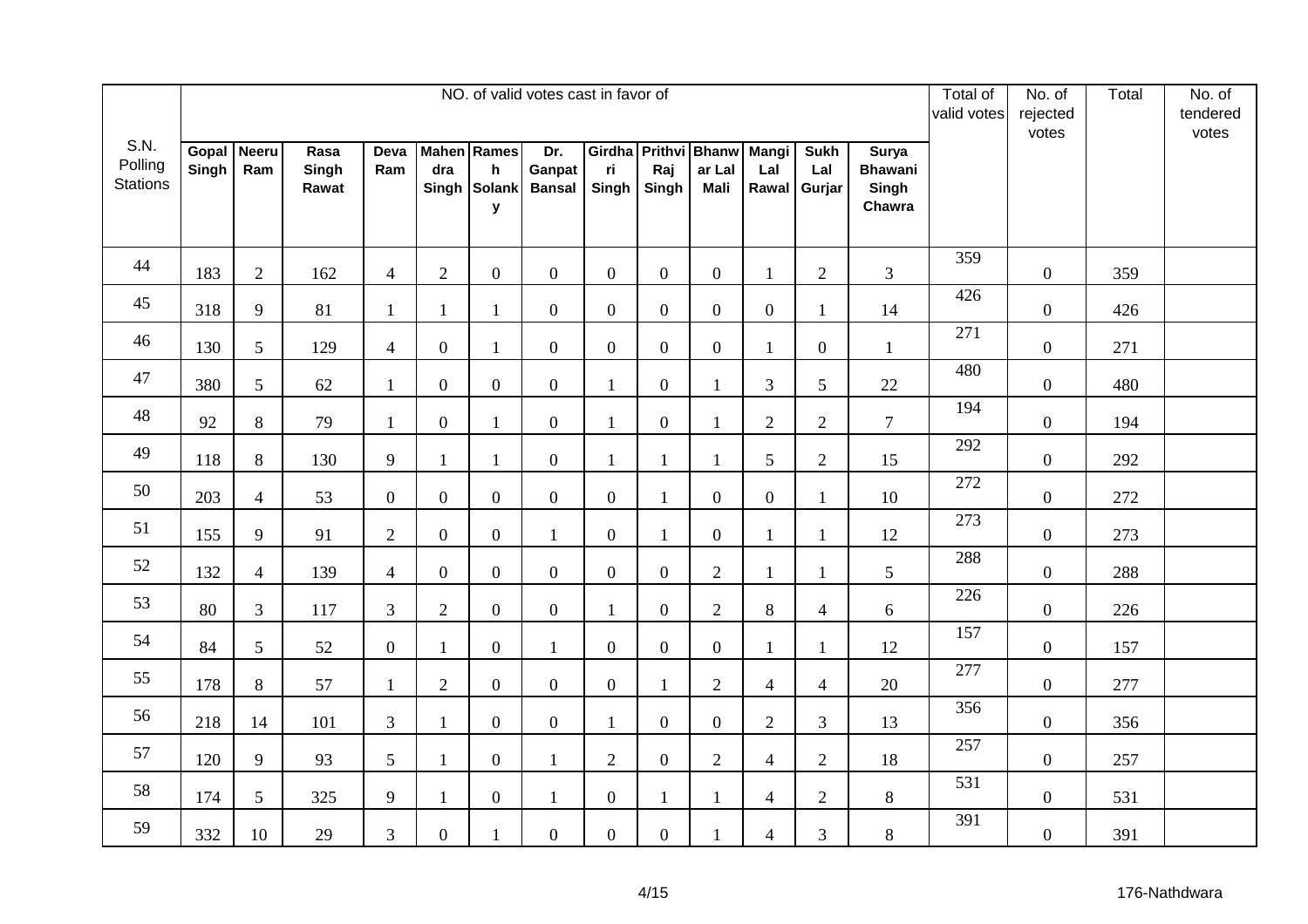| S.N. Polling Stations | NO. of valid votes cast in favor of | | | | | | | | | | | | | Total of valid votes | No. of rejected votes | Total | No. of tendered votes |
|---|---|---|---|---|---|---|---|---|---|---|---|---|---|---|---|---|---|
| | Gopal Singh | Neeru Ram | Rasa Singh Rawat | Deva Ram | Mahendra Singh | Ramesh Solanky | Dr. Ganpat Bansal | Girdhari Singh | Prithvi Raj Singh | Bhanwar Lal Mali | Mangi Lal Rawal | Sukh Lal Gurjar | Surya Bhawani Singh Chawra | | | | |
| 44 | 183 | 2 | 162 | 4 | 2 | 0 | 0 | 0 | 0 | 0 | 1 | 2 | 3 | 359 | 0 | 359 | |
| 45 | 318 | 9 | 81 | 1 | 1 | 1 | 0 | 0 | 0 | 0 | 0 | 1 | 14 | 426 | 0 | 426 | |
| 46 | 130 | 5 | 129 | 4 | 0 | 1 | 0 | 0 | 0 | 0 | 1 | 0 | 1 | 271 | 0 | 271 | |
| 47 | 380 | 5 | 62 | 1 | 0 | 0 | 0 | 1 | 0 | 1 | 3 | 5 | 22 | 480 | 0 | 480 | |
| 48 | 92 | 8 | 79 | 1 | 0 | 1 | 0 | 1 | 0 | 1 | 2 | 2 | 7 | 194 | 0 | 194 | |
| 49 | 118 | 8 | 130 | 9 | 1 | 1 | 0 | 1 | 1 | 1 | 5 | 2 | 15 | 292 | 0 | 292 | |
| 50 | 203 | 4 | 53 | 0 | 0 | 0 | 0 | 0 | 1 | 0 | 0 | 1 | 10 | 272 | 0 | 272 | |
| 51 | 155 | 9 | 91 | 2 | 0 | 0 | 1 | 0 | 1 | 0 | 1 | 1 | 12 | 273 | 0 | 273 | |
| 52 | 132 | 4 | 139 | 4 | 0 | 0 | 0 | 0 | 0 | 2 | 1 | 1 | 5 | 288 | 0 | 288 | |
| 53 | 80 | 3 | 117 | 3 | 2 | 0 | 0 | 1 | 0 | 2 | 8 | 4 | 6 | 226 | 0 | 226 | |
| 54 | 84 | 5 | 52 | 0 | 1 | 0 | 1 | 0 | 0 | 0 | 1 | 1 | 12 | 157 | 0 | 157 | |
| 55 | 178 | 8 | 57 | 1 | 2 | 0 | 0 | 0 | 1 | 2 | 4 | 4 | 20 | 277 | 0 | 277 | |
| 56 | 218 | 14 | 101 | 3 | 1 | 0 | 0 | 1 | 0 | 0 | 2 | 3 | 13 | 356 | 0 | 356 | |
| 57 | 120 | 9 | 93 | 5 | 1 | 0 | 1 | 2 | 0 | 2 | 4 | 2 | 18 | 257 | 0 | 257 | |
| 58 | 174 | 5 | 325 | 9 | 1 | 0 | 1 | 0 | 1 | 1 | 4 | 2 | 8 | 531 | 0 | 531 | |
| 59 | 332 | 10 | 29 | 3 | 0 | 1 | 0 | 0 | 0 | 1 | 4 | 3 | 8 | 391 | 0 | 391 | |

176-Nathdwara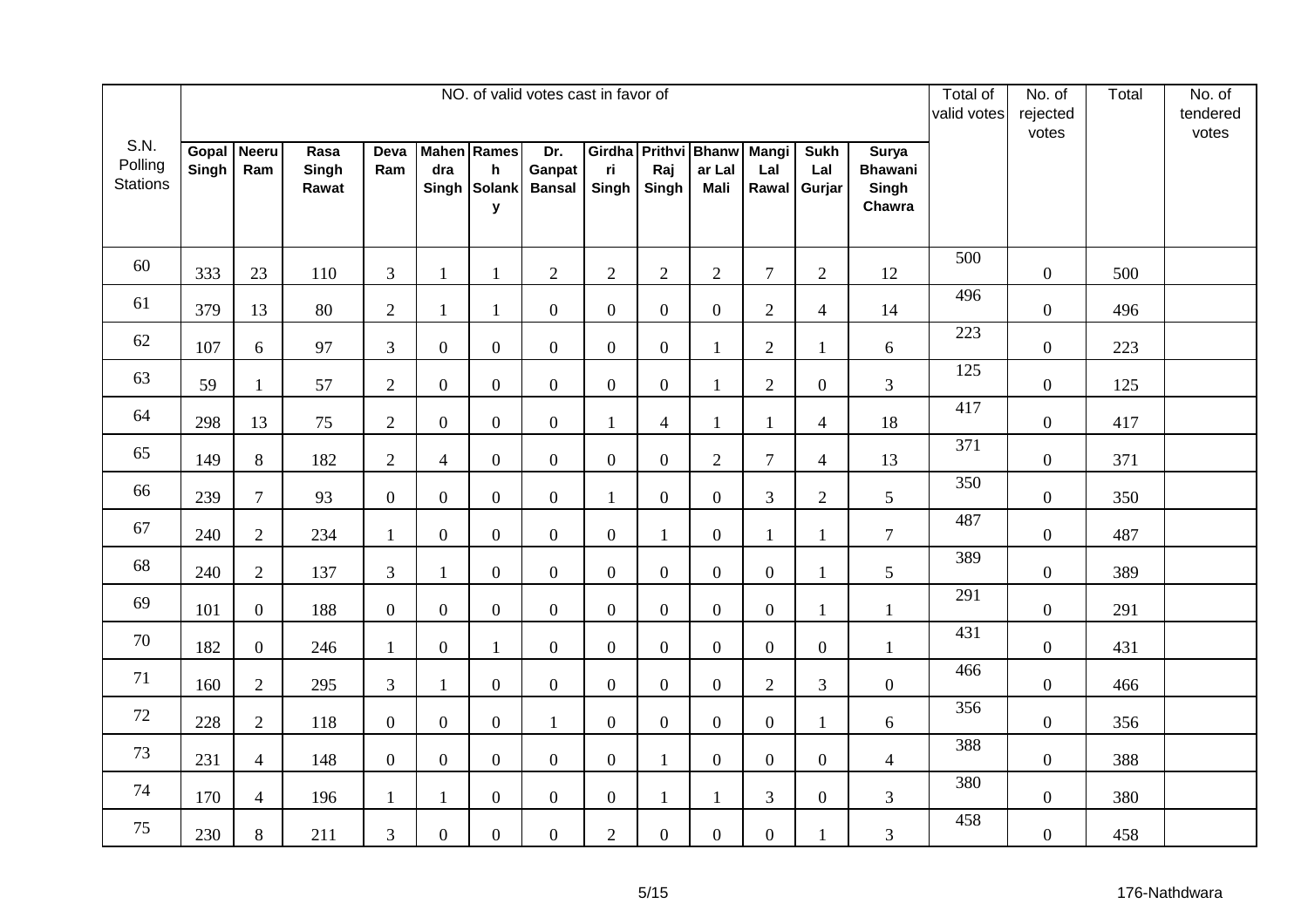| S.N. Polling Stations | NO. of valid votes cast in favor of | | | | | | | | | | | | | Total of valid votes | No. of rejected votes | Total | No. of tendered votes |
|---|---|---|---|---|---|---|---|---|---|---|---|---|---|---|---|---|---|
| | Gopal Singh | Neeru Ram | Rasa Singh Rawat | Deva Ram | Mahendra Singh | Ramesh Solanky | Dr. Ganpat Bansal | Girdhari Singh | Prithvi Raj Singh | Bhanwar Lal Mali | Mangi Lal Rawal | Sukh Lal Gurjar | Surya Bhawani Singh Chawra | | | | |
| 60 | 333 | 23 | 110 | 3 | 1 | 1 | 2 | 2 | 2 | 2 | 7 | 2 | 12 | 500 | 0 | 500 | |
| 61 | 379 | 13 | 80 | 2 | 1 | 1 | 0 | 0 | 0 | 0 | 2 | 4 | 14 | 496 | 0 | 496 | |
| 62 | 107 | 6 | 97 | 3 | 0 | 0 | 0 | 0 | 0 | 1 | 2 | 1 | 6 | 223 | 0 | 223 | |
| 63 | 59 | 1 | 57 | 2 | 0 | 0 | 0 | 0 | 0 | 1 | 2 | 0 | 3 | 125 | 0 | 125 | |
| 64 | 298 | 13 | 75 | 2 | 0 | 0 | 0 | 1 | 4 | 1 | 1 | 4 | 18 | 417 | 0 | 417 | |
| 65 | 149 | 8 | 182 | 2 | 4 | 0 | 0 | 0 | 0 | 2 | 7 | 4 | 13 | 371 | 0 | 371 | |
| 66 | 239 | 7 | 93 | 0 | 0 | 0 | 0 | 1 | 0 | 0 | 3 | 2 | 5 | 350 | 0 | 350 | |
| 67 | 240 | 2 | 234 | 1 | 0 | 0 | 0 | 0 | 1 | 0 | 1 | 1 | 7 | 487 | 0 | 487 | |
| 68 | 240 | 2 | 137 | 3 | 1 | 0 | 0 | 0 | 0 | 0 | 0 | 1 | 5 | 389 | 0 | 389 | |
| 69 | 101 | 0 | 188 | 0 | 0 | 0 | 0 | 0 | 0 | 0 | 0 | 1 | 1 | 291 | 0 | 291 | |
| 70 | 182 | 0 | 246 | 1 | 0 | 1 | 0 | 0 | 0 | 0 | 0 | 0 | 1 | 431 | 0 | 431 | |
| 71 | 160 | 2 | 295 | 3 | 1 | 0 | 0 | 0 | 0 | 0 | 2 | 3 | 0 | 466 | 0 | 466 | |
| 72 | 228 | 2 | 118 | 0 | 0 | 0 | 1 | 0 | 0 | 0 | 0 | 1 | 6 | 356 | 0 | 356 | |
| 73 | 231 | 4 | 148 | 0 | 0 | 0 | 0 | 0 | 1 | 0 | 0 | 0 | 4 | 388 | 0 | 388 | |
| 74 | 170 | 4 | 196 | 1 | 1 | 0 | 0 | 0 | 1 | 1 | 3 | 0 | 3 | 380 | 0 | 380 | |
| 75 | 230 | 8 | 211 | 3 | 0 | 0 | 0 | 2 | 0 | 0 | 0 | 1 | 3 | 458 | 0 | 458 | |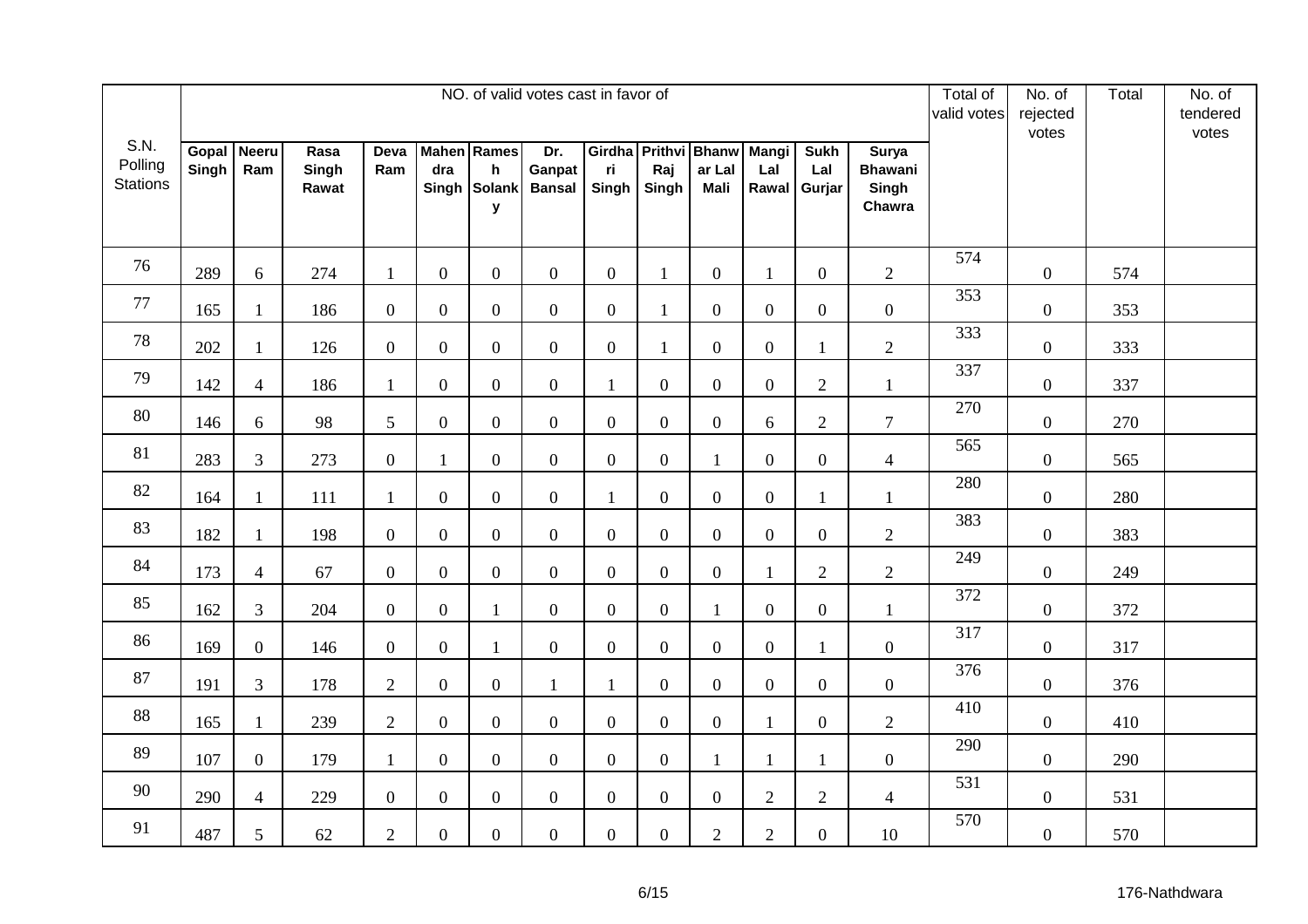| S.N. Polling Stations | NO. of valid votes cast in favor of | | | | | | | | | | | | | Total of valid votes | No. of rejected votes | Total | No. of tendered votes |
|---|---|---|---|---|---|---|---|---|---|---|---|---|---|---|---|---|---|
| | Gopal Singh | Neeru Ram | Rasa Singh Rawat | Deva Ram | Mahendra Singh | Ramesh Solanky | Dr. Ganpat Bansal | Girdhari Singh | Prithvi Raj Singh | Bhanwar Lal Mali | Mangi Lal Rawal | Sukh Lal Gurjar | Surya Bhawani Singh Chawra | | | | |
| 76 | 289 | 6 | 274 | 1 | 0 | 0 | 0 | 0 | 1 | 0 | 1 | 0 | 2 | 574 | 0 | 574 | |
| 77 | 165 | 1 | 186 | 0 | 0 | 0 | 0 | 0 | 1 | 0 | 0 | 0 | 0 | 353 | 0 | 353 | |
| 78 | 202 | 1 | 126 | 0 | 0 | 0 | 0 | 0 | 1 | 0 | 0 | 1 | 2 | 333 | 0 | 333 | |
| 79 | 142 | 4 | 186 | 1 | 0 | 0 | 0 | 1 | 0 | 0 | 0 | 2 | 1 | 337 | 0 | 337 | |
| 80 | 146 | 6 | 98 | 5 | 0 | 0 | 0 | 0 | 0 | 0 | 6 | 2 | 7 | 270 | 0 | 270 | |
| 81 | 283 | 3 | 273 | 0 | 1 | 0 | 0 | 0 | 0 | 1 | 0 | 0 | 4 | 565 | 0 | 565 | |
| 82 | 164 | 1 | 111 | 1 | 0 | 0 | 0 | 1 | 0 | 0 | 0 | 1 | 1 | 280 | 0 | 280 | |
| 83 | 182 | 1 | 198 | 0 | 0 | 0 | 0 | 0 | 0 | 0 | 0 | 0 | 2 | 383 | 0 | 383 | |
| 84 | 173 | 4 | 67 | 0 | 0 | 0 | 0 | 0 | 0 | 0 | 1 | 2 | 2 | 249 | 0 | 249 | |
| 85 | 162 | 3 | 204 | 0 | 0 | 1 | 0 | 0 | 0 | 1 | 0 | 0 | 1 | 372 | 0 | 372 | |
| 86 | 169 | 0 | 146 | 0 | 0 | 1 | 0 | 0 | 0 | 0 | 0 | 1 | 0 | 317 | 0 | 317 | |
| 87 | 191 | 3 | 178 | 2 | 0 | 0 | 1 | 1 | 0 | 0 | 0 | 0 | 0 | 376 | 0 | 376 | |
| 88 | 165 | 1 | 239 | 2 | 0 | 0 | 0 | 0 | 0 | 0 | 1 | 0 | 2 | 410 | 0 | 410 | |
| 89 | 107 | 0 | 179 | 1 | 0 | 0 | 0 | 0 | 0 | 1 | 1 | 1 | 0 | 290 | 0 | 290 | |
| 90 | 290 | 4 | 229 | 0 | 0 | 0 | 0 | 0 | 0 | 0 | 2 | 2 | 4 | 531 | 0 | 531 | |
| 91 | 487 | 5 | 62 | 2 | 0 | 0 | 0 | 0 | 0 | 2 | 2 | 0 | 10 | 570 | 0 | 570 | |

176-Nathdwara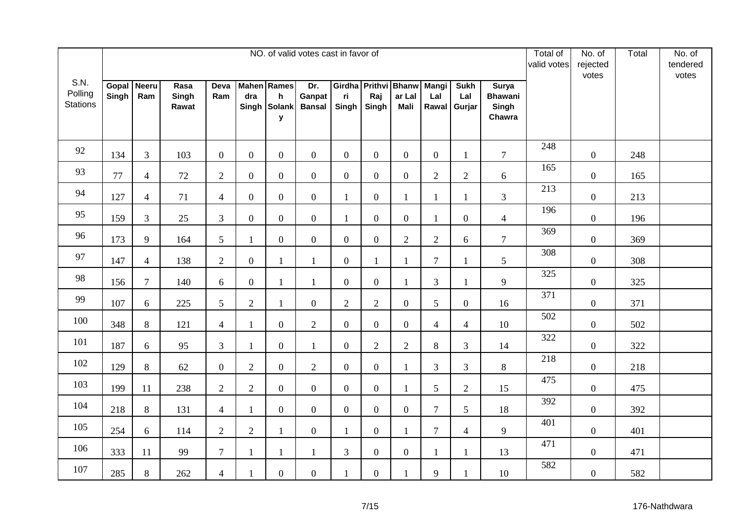| S.N. Polling Stations | NO. of valid votes cast in favor of | | | | | | | | | | | | | Total of valid votes | No. of rejected votes | Total | No. of tendered votes |
|---|---|---|---|---|---|---|---|---|---|---|---|---|---|---|---|---|---|
| | Gopal Singh | Neeru Ram | Rasa Singh Rawat | Deva Ram | Mahendra Singh | Ramesh Solanky | Dr. Ganpat Bansal | Girdhari Singh | Prithvi Raj Singh | Bhanwar Lal Mali | Mangi Lal Rawal | Sukh Lal Gurjar | Surya Bhawani Singh Chawra | | | | |
| 92 | 134 | 3 | 103 | 0 | 0 | 0 | 0 | 0 | 0 | 0 | 0 | 1 | 7 | 248 | 0 | 248 | |
| 93 | 77 | 4 | 72 | 2 | 0 | 0 | 0 | 0 | 0 | 0 | 2 | 2 | 6 | 165 | 0 | 165 | |
| 94 | 127 | 4 | 71 | 4 | 0 | 0 | 0 | 1 | 0 | 1 | 1 | 1 | 3 | 213 | 0 | 213 | |
| 95 | 159 | 3 | 25 | 3 | 0 | 0 | 0 | 1 | 0 | 0 | 1 | 0 | 4 | 196 | 0 | 196 | |
| 96 | 173 | 9 | 164 | 5 | 1 | 0 | 0 | 0 | 0 | 2 | 2 | 6 | 7 | 369 | 0 | 369 | |
| 97 | 147 | 4 | 138 | 2 | 0 | 1 | 1 | 0 | 1 | 1 | 7 | 1 | 5 | 308 | 0 | 308 | |
| 98 | 156 | 7 | 140 | 6 | 0 | 1 | 1 | 0 | 0 | 1 | 3 | 1 | 9 | 325 | 0 | 325 | |
| 99 | 107 | 6 | 225 | 5 | 2 | 1 | 0 | 2 | 2 | 0 | 5 | 0 | 16 | 371 | 0 | 371 | |
| 100 | 348 | 8 | 121 | 4 | 1 | 0 | 2 | 0 | 0 | 0 | 4 | 4 | 10 | 502 | 0 | 502 | |
| 101 | 187 | 6 | 95 | 3 | 1 | 0 | 1 | 0 | 2 | 2 | 8 | 3 | 14 | 322 | 0 | 322 | |
| 102 | 129 | 8 | 62 | 0 | 2 | 0 | 2 | 0 | 0 | 1 | 3 | 3 | 8 | 218 | 0 | 218 | |
| 103 | 199 | 11 | 238 | 2 | 2 | 0 | 0 | 0 | 0 | 1 | 5 | 2 | 15 | 475 | 0 | 475 | |
| 104 | 218 | 8 | 131 | 4 | 1 | 0 | 0 | 0 | 0 | 0 | 7 | 5 | 18 | 392 | 0 | 392 | |
| 105 | 254 | 6 | 114 | 2 | 2 | 1 | 0 | 1 | 0 | 1 | 7 | 4 | 9 | 401 | 0 | 401 | |
| 106 | 333 | 11 | 99 | 7 | 1 | 1 | 1 | 3 | 0 | 0 | 1 | 1 | 13 | 471 | 0 | 471 | |
| 107 | 285 | 8 | 262 | 4 | 1 | 0 | 0 | 1 | 0 | 1 | 9 | 1 | 10 | 582 | 0 | 582 | |

176-Nathdwara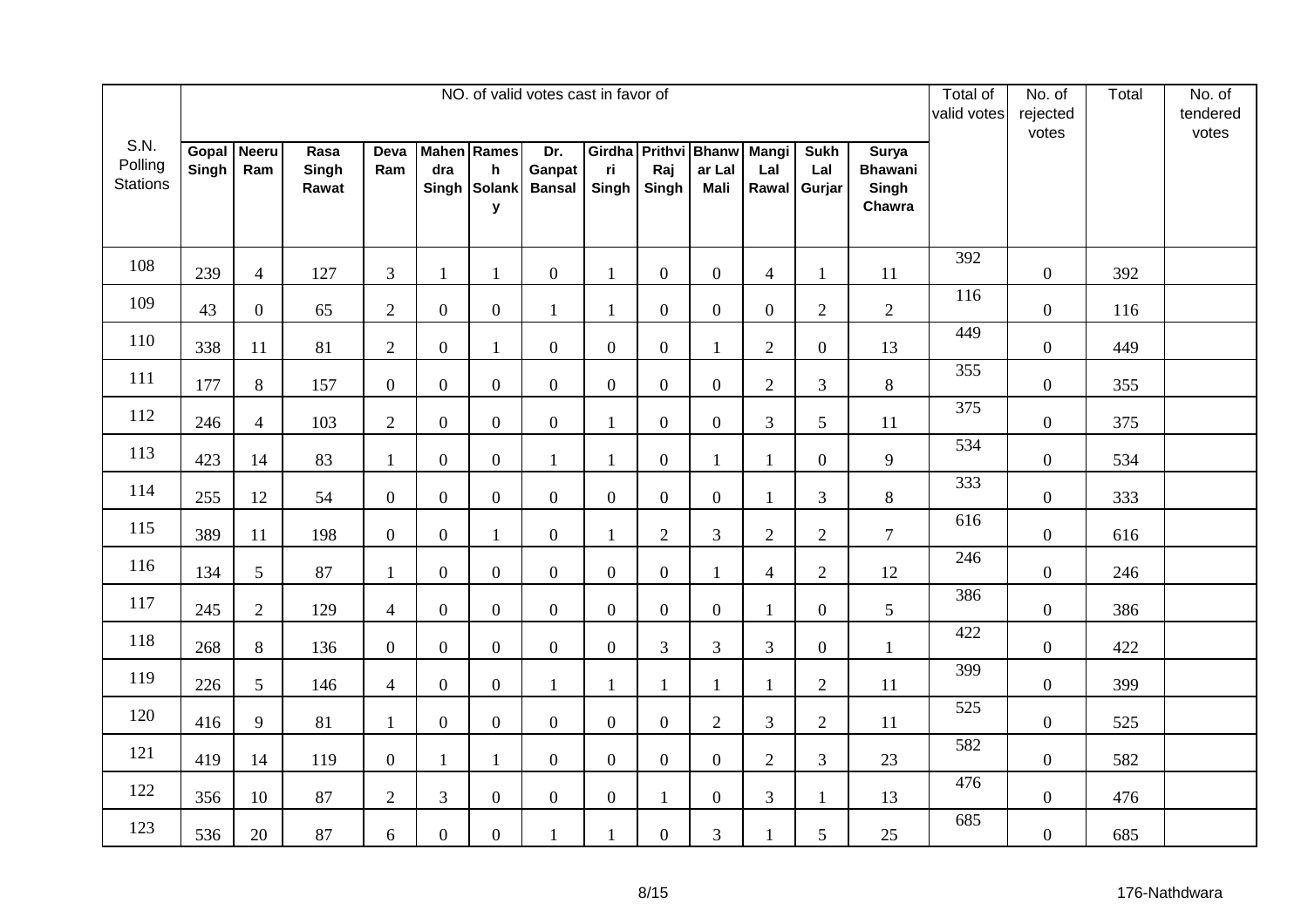| S.N. Polling Stations | NO. of valid votes cast in favor of | | | | | | | | | | | | | Total of valid votes | No. of rejected votes | Total | No. of tendered votes |
|---|---|---|---|---|---|---|---|---|---|---|---|---|---|---|---|---|---|
| | Gopal Singh | Neeru Ram | Rasa Singh Rawat | Deva Ram | Mahendra Singh | Ramesh Solanky | Dr. Ganpat Bansal | Girdhari Singh | Prithvi Raj Singh | Bhanwar Lal Mali | Mangi Lal Rawal | Sukh Lal Gurjar | Surya Bhawani Singh Chawra | | | | |
| 108 | 239 | 4 | 127 | 3 | 1 | 1 | 0 | 1 | 0 | 0 | 4 | 1 | 11 | 392 | 0 | 392 | |
| 109 | 43 | 0 | 65 | 2 | 0 | 0 | 1 | 1 | 0 | 0 | 0 | 2 | 2 | 116 | 0 | 116 | |
| 110 | 338 | 11 | 81 | 2 | 0 | 1 | 0 | 0 | 0 | 1 | 2 | 0 | 13 | 449 | 0 | 449 | |
| 111 | 177 | 8 | 157 | 0 | 0 | 0 | 0 | 0 | 0 | 0 | 2 | 3 | 8 | 355 | 0 | 355 | |
| 112 | 246 | 4 | 103 | 2 | 0 | 0 | 0 | 1 | 0 | 0 | 3 | 5 | 11 | 375 | 0 | 375 | |
| 113 | 423 | 14 | 83 | 1 | 0 | 0 | 1 | 1 | 0 | 1 | 1 | 0 | 9 | 534 | 0 | 534 | |
| 114 | 255 | 12 | 54 | 0 | 0 | 0 | 0 | 0 | 0 | 0 | 1 | 3 | 8 | 333 | 0 | 333 | |
| 115 | 389 | 11 | 198 | 0 | 0 | 1 | 0 | 1 | 2 | 3 | 2 | 2 | 7 | 616 | 0 | 616 | |
| 116 | 134 | 5 | 87 | 1 | 0 | 0 | 0 | 0 | 0 | 1 | 4 | 2 | 12 | 246 | 0 | 246 | |
| 117 | 245 | 2 | 129 | 4 | 0 | 0 | 0 | 0 | 0 | 0 | 1 | 0 | 5 | 386 | 0 | 386 | |
| 118 | 268 | 8 | 136 | 0 | 0 | 0 | 0 | 0 | 3 | 3 | 3 | 0 | 1 | 422 | 0 | 422 | |
| 119 | 226 | 5 | 146 | 4 | 0 | 0 | 1 | 1 | 1 | 1 | 1 | 2 | 11 | 399 | 0 | 399 | |
| 120 | 416 | 9 | 81 | 1 | 0 | 0 | 0 | 0 | 0 | 2 | 3 | 2 | 11 | 525 | 0 | 525 | |
| 121 | 419 | 14 | 119 | 0 | 1 | 1 | 0 | 0 | 0 | 0 | 2 | 3 | 23 | 582 | 0 | 582 | |
| 122 | 356 | 10 | 87 | 2 | 3 | 0 | 0 | 0 | 1 | 0 | 3 | 1 | 13 | 476 | 0 | 476 | |
| 123 | 536 | 20 | 87 | 6 | 0 | 0 | 1 | 1 | 0 | 3 | 1 | 5 | 25 | 685 | 0 | 685 | |

176-Nathdwara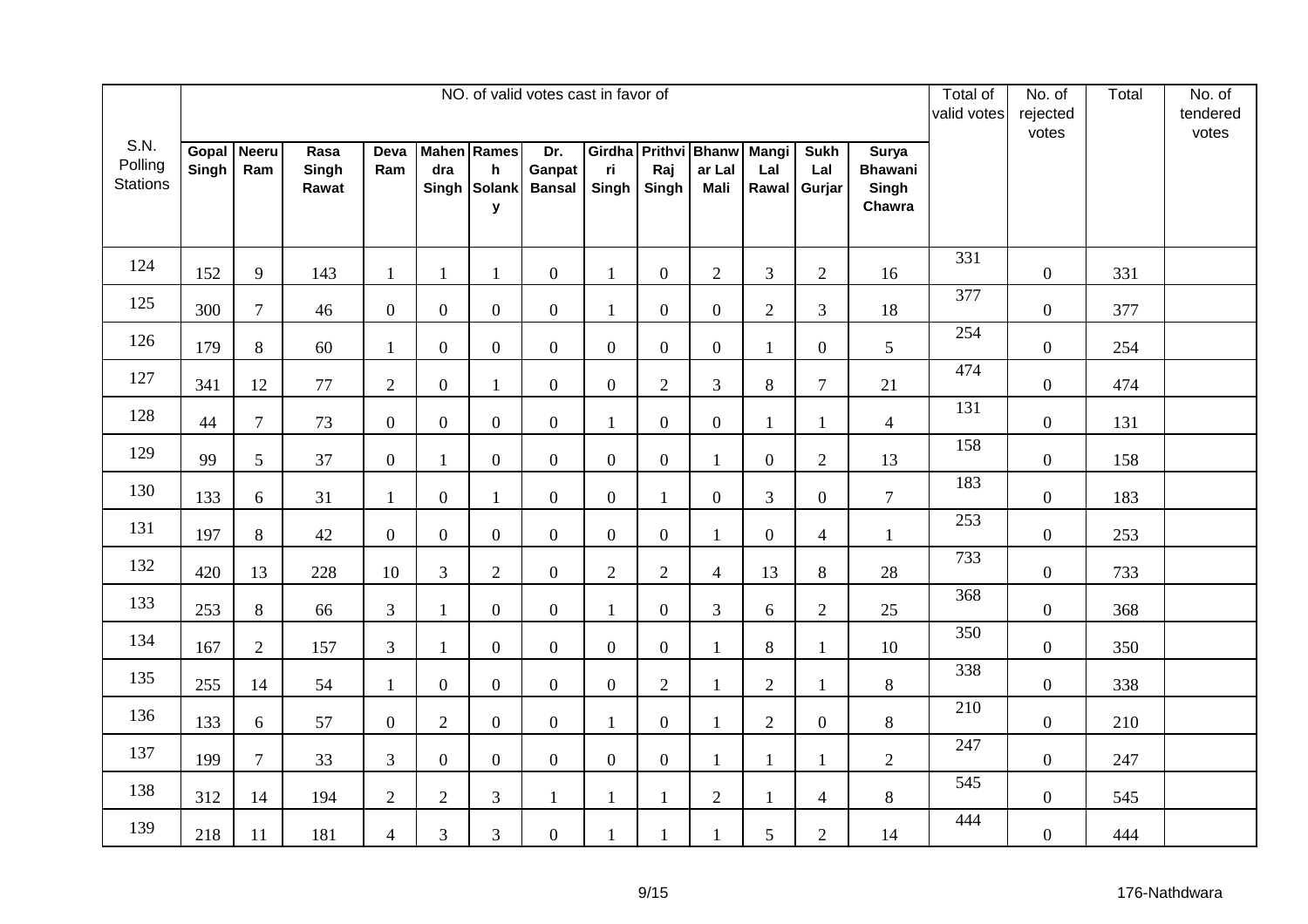| S.N. Polling Stations | NO. of valid votes cast in favor of | | | | | | | | | | | | | Total of valid votes | No. of rejected votes | Total | No. of tendered votes |
|---|---|---|---|---|---|---|---|---|---|---|---|---|---|---|---|---|---|
| | Gopal Singh | Neeru Ram | Rasa Singh Rawat | Deva Ram | Mahendra Singh | Ramesh Solanky | Dr. Ganpat Bansal | Girdhari Singh | Prithvi Raj Singh | Bhanwar Lal Mali | Mangi Lal Rawal | Sukh Lal Gurjar | Surya Bhawani Singh Chawra | | | | |
| 124 | 152 | 9 | 143 | 1 | 1 | 1 | 0 | 1 | 0 | 2 | 3 | 2 | 16 | 331 | 0 | 331 | |
| 125 | 300 | 7 | 46 | 0 | 0 | 0 | 0 | 1 | 0 | 0 | 2 | 3 | 18 | 377 | 0 | 377 | |
| 126 | 179 | 8 | 60 | 1 | 0 | 0 | 0 | 0 | 0 | 0 | 1 | 0 | 5 | 254 | 0 | 254 | |
| 127 | 341 | 12 | 77 | 2 | 0 | 1 | 0 | 0 | 2 | 3 | 8 | 7 | 21 | 474 | 0 | 474 | |
| 128 | 44 | 7 | 73 | 0 | 0 | 0 | 0 | 1 | 0 | 0 | 1 | 1 | 4 | 131 | 0 | 131 | |
| 129 | 99 | 5 | 37 | 0 | 1 | 0 | 0 | 0 | 0 | 1 | 0 | 2 | 13 | 158 | 0 | 158 | |
| 130 | 133 | 6 | 31 | 1 | 0 | 1 | 0 | 0 | 1 | 0 | 3 | 0 | 7 | 183 | 0 | 183 | |
| 131 | 197 | 8 | 42 | 0 | 0 | 0 | 0 | 0 | 0 | 1 | 0 | 4 | 1 | 253 | 0 | 253 | |
| 132 | 420 | 13 | 228 | 10 | 3 | 2 | 0 | 2 | 2 | 4 | 13 | 8 | 28 | 733 | 0 | 733 | |
| 133 | 253 | 8 | 66 | 3 | 1 | 0 | 0 | 1 | 0 | 3 | 6 | 2 | 25 | 368 | 0 | 368 | |
| 134 | 167 | 2 | 157 | 3 | 1 | 0 | 0 | 0 | 0 | 1 | 8 | 1 | 10 | 350 | 0 | 350 | |
| 135 | 255 | 14 | 54 | 1 | 0 | 0 | 0 | 0 | 2 | 1 | 2 | 1 | 8 | 338 | 0 | 338 | |
| 136 | 133 | 6 | 57 | 0 | 2 | 0 | 0 | 1 | 0 | 1 | 2 | 0 | 8 | 210 | 0 | 210 | |
| 137 | 199 | 7 | 33 | 3 | 0 | 0 | 0 | 0 | 0 | 1 | 1 | 1 | 2 | 247 | 0 | 247 | |
| 138 | 312 | 14 | 194 | 2 | 2 | 3 | 1 | 1 | 1 | 2 | 1 | 4 | 8 | 545 | 0 | 545 | |
| 139 | 218 | 11 | 181 | 4 | 3 | 3 | 0 | 1 | 1 | 1 | 5 | 2 | 14 | 444 | 0 | 444 | |

176-Nathdwara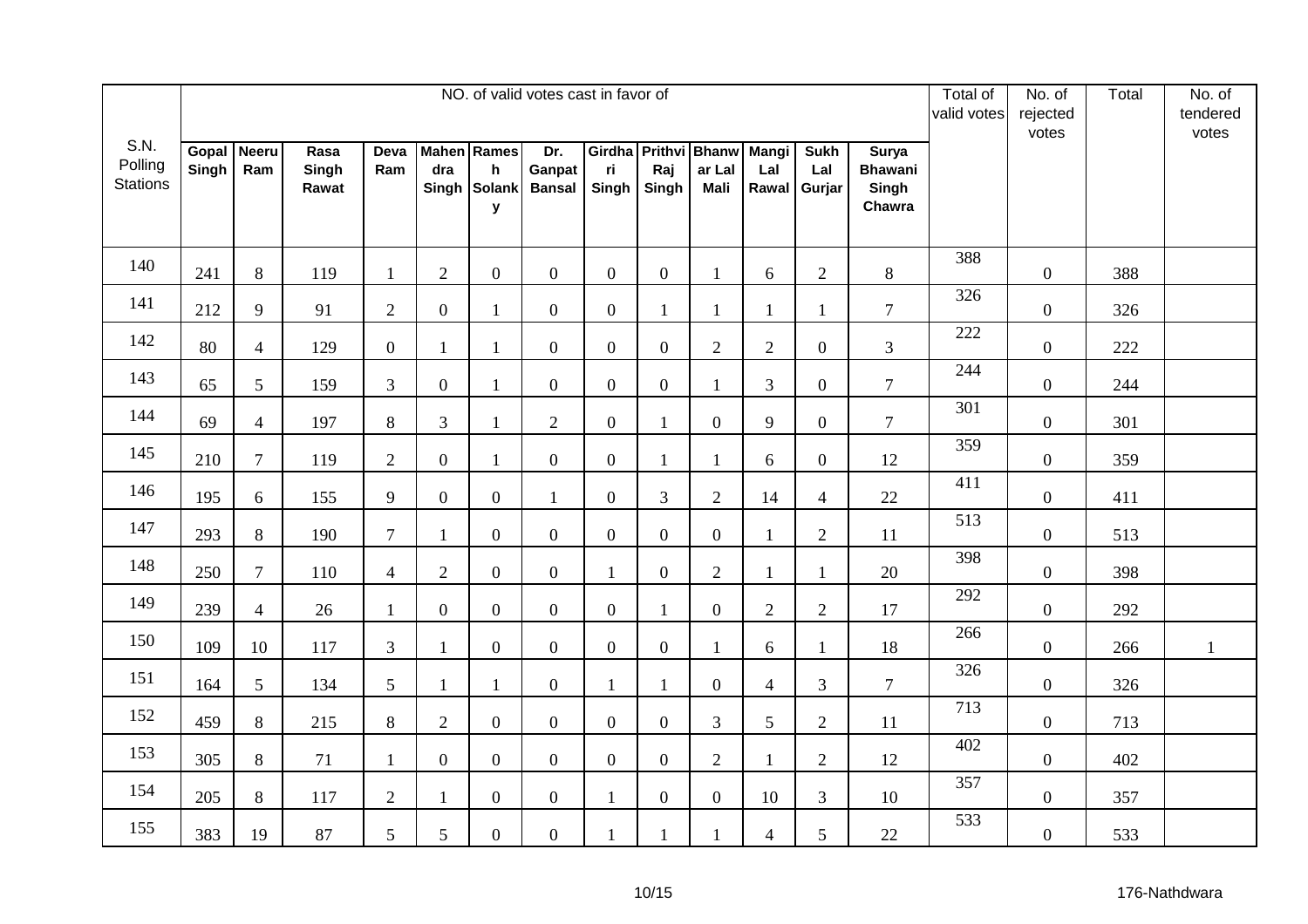| S.N. Polling Stations | NO. of valid votes cast in favor of | | | | | | | | | | | | | Total of valid votes | No. of rejected votes | Total | No. of tendered votes |
|---|---|---|---|---|---|---|---|---|---|---|---|---|---|---|---|---|---|
| | Gopal Singh | Neeru Ram | Rasa Singh Rawat | Deva Ram | Mahendra Singh | Ramesh Solanky | Dr. Ganpat Bansal | Girdhari Singh | Prithvi Raj Singh | Bhanwar Lal Mali | Mangi Lal Rawal | Sukh Lal Gurjar | Surya Bhawani Singh Chawra | | | | |
| 140 | 241 | 8 | 119 | 1 | 2 | 0 | 0 | 0 | 0 | 1 | 6 | 2 | 8 | 388 | 0 | 388 | |
| 141 | 212 | 9 | 91 | 2 | 0 | 1 | 0 | 0 | 1 | 1 | 1 | 1 | 7 | 326 | 0 | 326 | |
| 142 | 80 | 4 | 129 | 0 | 1 | 1 | 0 | 0 | 0 | 2 | 2 | 0 | 3 | 222 | 0 | 222 | |
| 143 | 65 | 5 | 159 | 3 | 0 | 1 | 0 | 0 | 0 | 1 | 3 | 0 | 7 | 244 | 0 | 244 | |
| 144 | 69 | 4 | 197 | 8 | 3 | 1 | 2 | 0 | 1 | 0 | 9 | 0 | 7 | 301 | 0 | 301 | |
| 145 | 210 | 7 | 119 | 2 | 0 | 1 | 0 | 0 | 1 | 1 | 6 | 0 | 12 | 359 | 0 | 359 | |
| 146 | 195 | 6 | 155 | 9 | 0 | 0 | 1 | 0 | 3 | 2 | 14 | 4 | 22 | 411 | 0 | 411 | |
| 147 | 293 | 8 | 190 | 7 | 1 | 0 | 0 | 0 | 0 | 0 | 1 | 2 | 11 | 513 | 0 | 513 | |
| 148 | 250 | 7 | 110 | 4 | 2 | 0 | 0 | 1 | 0 | 2 | 1 | 1 | 20 | 398 | 0 | 398 | |
| 149 | 239 | 4 | 26 | 1 | 0 | 0 | 0 | 0 | 1 | 0 | 2 | 2 | 17 | 292 | 0 | 292 | |
| 150 | 109 | 10 | 117 | 3 | 1 | 0 | 0 | 0 | 0 | 1 | 6 | 1 | 18 | 266 | 0 | 266 | 1 |
| 151 | 164 | 5 | 134 | 5 | 1 | 1 | 0 | 1 | 1 | 0 | 4 | 3 | 7 | 326 | 0 | 326 | |
| 152 | 459 | 8 | 215 | 8 | 2 | 0 | 0 | 0 | 0 | 3 | 5 | 2 | 11 | 713 | 0 | 713 | |
| 153 | 305 | 8 | 71 | 1 | 0 | 0 | 0 | 0 | 0 | 2 | 1 | 2 | 12 | 402 | 0 | 402 | |
| 154 | 205 | 8 | 117 | 2 | 1 | 0 | 0 | 1 | 0 | 0 | 10 | 3 | 10 | 357 | 0 | 357 | |
| 155 | 383 | 19 | 87 | 5 | 5 | 0 | 0 | 1 | 1 | 1 | 4 | 5 | 22 | 533 | 0 | 533 | |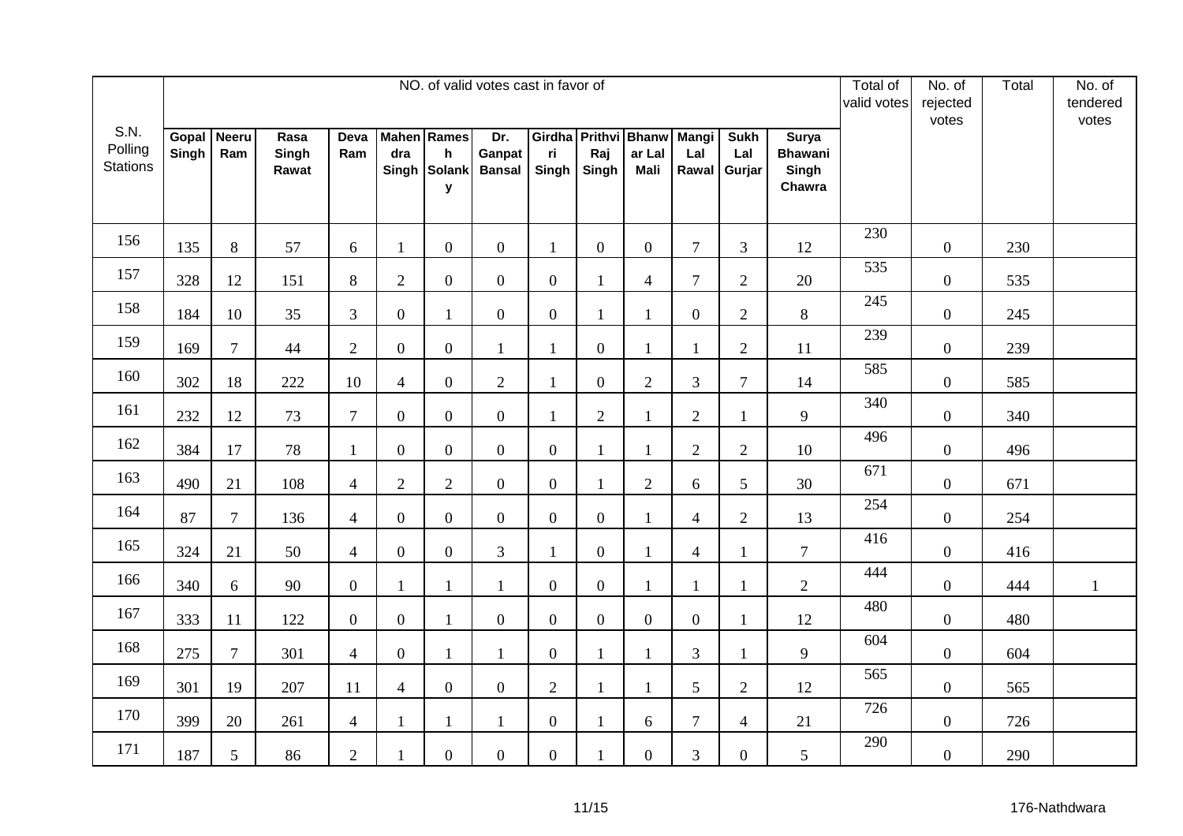| S.N. Polling Stations | NO. of valid votes cast in favor of | | | | | | | | | | | | | Total of valid votes | No. of rejected votes | Total | No. of tendered votes |
|---|---|---|---|---|---|---|---|---|---|---|---|---|---|---|---|---|---|
| | Gopal Singh | Neeru Ram | Rasa Singh Rawat | Deva Ram | Mahendra Singh | Ramesh Solanky | Dr. Ganpat Bansal | Girdhari Singh | Prithvi Raj Singh | Bhanwar Lal Mali | Mangi Lal Rawal | Sukh Lal Gurjar | Surya Bhawani Singh Chawra | | | | |
| 156 | 135 | 8 | 57 | 6 | 1 | 0 | 0 | 1 | 0 | 0 | 7 | 3 | 12 | 230 | 0 | 230 | |
| 157 | 328 | 12 | 151 | 8 | 2 | 0 | 0 | 0 | 1 | 4 | 7 | 2 | 20 | 535 | 0 | 535 | |
| 158 | 184 | 10 | 35 | 3 | 0 | 1 | 0 | 0 | 1 | 1 | 0 | 2 | 8 | 245 | 0 | 245 | |
| 159 | 169 | 7 | 44 | 2 | 0 | 0 | 1 | 1 | 0 | 1 | 1 | 2 | 11 | 239 | 0 | 239 | |
| 160 | 302 | 18 | 222 | 10 | 4 | 0 | 2 | 1 | 0 | 2 | 3 | 7 | 14 | 585 | 0 | 585 | |
| 161 | 232 | 12 | 73 | 7 | 0 | 0 | 0 | 1 | 2 | 1 | 2 | 1 | 9 | 340 | 0 | 340 | |
| 162 | 384 | 17 | 78 | 1 | 0 | 0 | 0 | 0 | 1 | 1 | 2 | 2 | 10 | 496 | 0 | 496 | |
| 163 | 490 | 21 | 108 | 4 | 2 | 2 | 0 | 0 | 1 | 2 | 6 | 5 | 30 | 671 | 0 | 671 | |
| 164 | 87 | 7 | 136 | 4 | 0 | 0 | 0 | 0 | 0 | 1 | 4 | 2 | 13 | 254 | 0 | 254 | |
| 165 | 324 | 21 | 50 | 4 | 0 | 0 | 3 | 1 | 0 | 1 | 4 | 1 | 7 | 416 | 0 | 416 | |
| 166 | 340 | 6 | 90 | 0 | 1 | 1 | 1 | 0 | 0 | 1 | 1 | 1 | 2 | 444 | 0 | 444 | 1 |
| 167 | 333 | 11 | 122 | 0 | 0 | 1 | 0 | 0 | 0 | 0 | 0 | 1 | 12 | 480 | 0 | 480 | |
| 168 | 275 | 7 | 301 | 4 | 0 | 1 | 1 | 0 | 1 | 1 | 3 | 1 | 9 | 604 | 0 | 604 | |
| 169 | 301 | 19 | 207 | 11 | 4 | 0 | 0 | 2 | 1 | 1 | 5 | 2 | 12 | 565 | 0 | 565 | |
| 170 | 399 | 20 | 261 | 4 | 1 | 1 | 1 | 0 | 1 | 6 | 7 | 4 | 21 | 726 | 0 | 726 | |
| 171 | 187 | 5 | 86 | 2 | 1 | 0 | 0 | 0 | 1 | 0 | 3 | 0 | 5 | 290 | 0 | 290 | |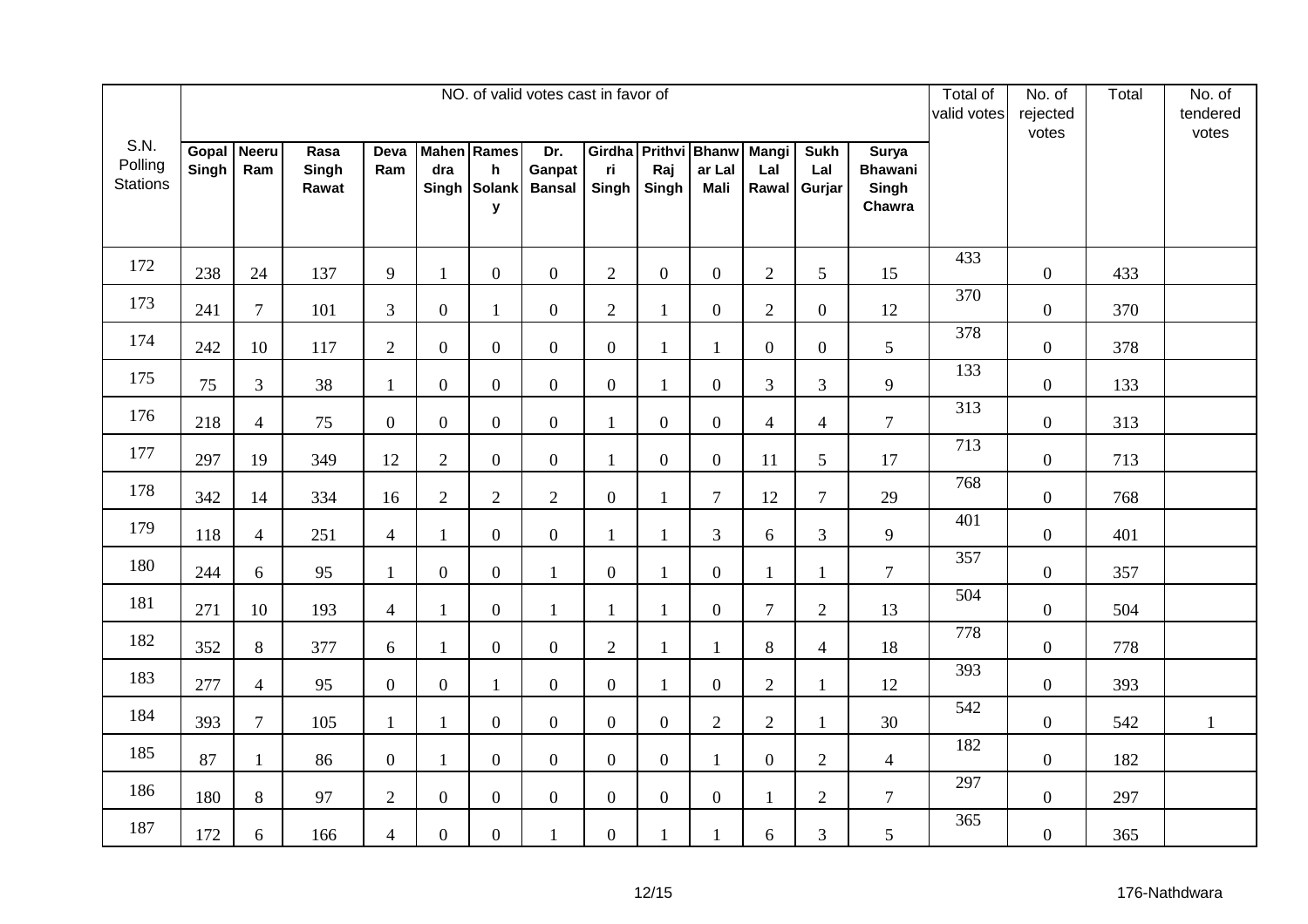| S.N. Polling Stations | NO. of valid votes cast in favor of | | | | | | | | | | | | | Total of valid votes | No. of rejected votes | Total | No. of tendered votes |
|---|---|---|---|---|---|---|---|---|---|---|---|---|---|---|---|---|---|
| | **Gopal Singh** | **Neeru Ram** | **Rasa Singh Rawat** | **Deva Ram** | **Mahendra Singh** | **Ramesh Solanky** | **Dr. Ganpat Bansal** | **Girdhari Singh** | **Prithvi Raj Singh** | **Bhanwar Lal Mali** | **Mangi Lal Rawal** | **Sukh Lal Gurjar** | **Surya Bhawani Singh Chawra** | | | | |
| 172 | 238 | 24 | 137 | 9 | 1 | 0 | 0 | 2 | 0 | 0 | 2 | 5 | 15 | 433 | 0 | 433 | |
| 173 | 241 | 7 | 101 | 3 | 0 | 1 | 0 | 2 | 1 | 0 | 2 | 0 | 12 | 370 | 0 | 370 | |
| 174 | 242 | 10 | 117 | 2 | 0 | 0 | 0 | 0 | 1 | 1 | 0 | 0 | 5 | 378 | 0 | 378 | |
| 175 | 75 | 3 | 38 | 1 | 0 | 0 | 0 | 0 | 1 | 0 | 3 | 3 | 9 | 133 | 0 | 133 | |
| 176 | 218 | 4 | 75 | 0 | 0 | 0 | 0 | 1 | 0 | 0 | 4 | 4 | 7 | 313 | 0 | 313 | |
| 177 | 297 | 19 | 349 | 12 | 2 | 0 | 0 | 1 | 0 | 0 | 11 | 5 | 17 | 713 | 0 | 713 | |
| 178 | 342 | 14 | 334 | 16 | 2 | 2 | 2 | 0 | 1 | 7 | 12 | 7 | 29 | 768 | 0 | 768 | |
| 179 | 118 | 4 | 251 | 4 | 1 | 0 | 0 | 1 | 1 | 3 | 6 | 3 | 9 | 401 | 0 | 401 | |
| 180 | 244 | 6 | 95 | 1 | 0 | 0 | 1 | 0 | 1 | 0 | 1 | 1 | 7 | 357 | 0 | 357 | |
| 181 | 271 | 10 | 193 | 4 | 1 | 0 | 1 | 1 | 1 | 0 | 7 | 2 | 13 | 504 | 0 | 504 | |
| 182 | 352 | 8 | 377 | 6 | 1 | 0 | 0 | 2 | 1 | 1 | 8 | 4 | 18 | 778 | 0 | 778 | |
| 183 | 277 | 4 | 95 | 0 | 0 | 1 | 0 | 0 | 1 | 0 | 2 | 1 | 12 | 393 | 0 | 393 | |
| 184 | 393 | 7 | 105 | 1 | 1 | 0 | 0 | 0 | 0 | 2 | 2 | 1 | 30 | 542 | 0 | 542 | 1 |
| 185 | 87 | 1 | 86 | 0 | 1 | 0 | 0 | 0 | 0 | 1 | 0 | 2 | 4 | 182 | 0 | 182 | |
| 186 | 180 | 8 | 97 | 2 | 0 | 0 | 0 | 0 | 0 | 0 | 1 | 2 | 7 | 297 | 0 | 297 | |
| 187 | 172 | 6 | 166 | 4 | 0 | 0 | 1 | 0 | 1 | 1 | 6 | 3 | 5 | 365 | 0 | 365 | |

176-Nathdwara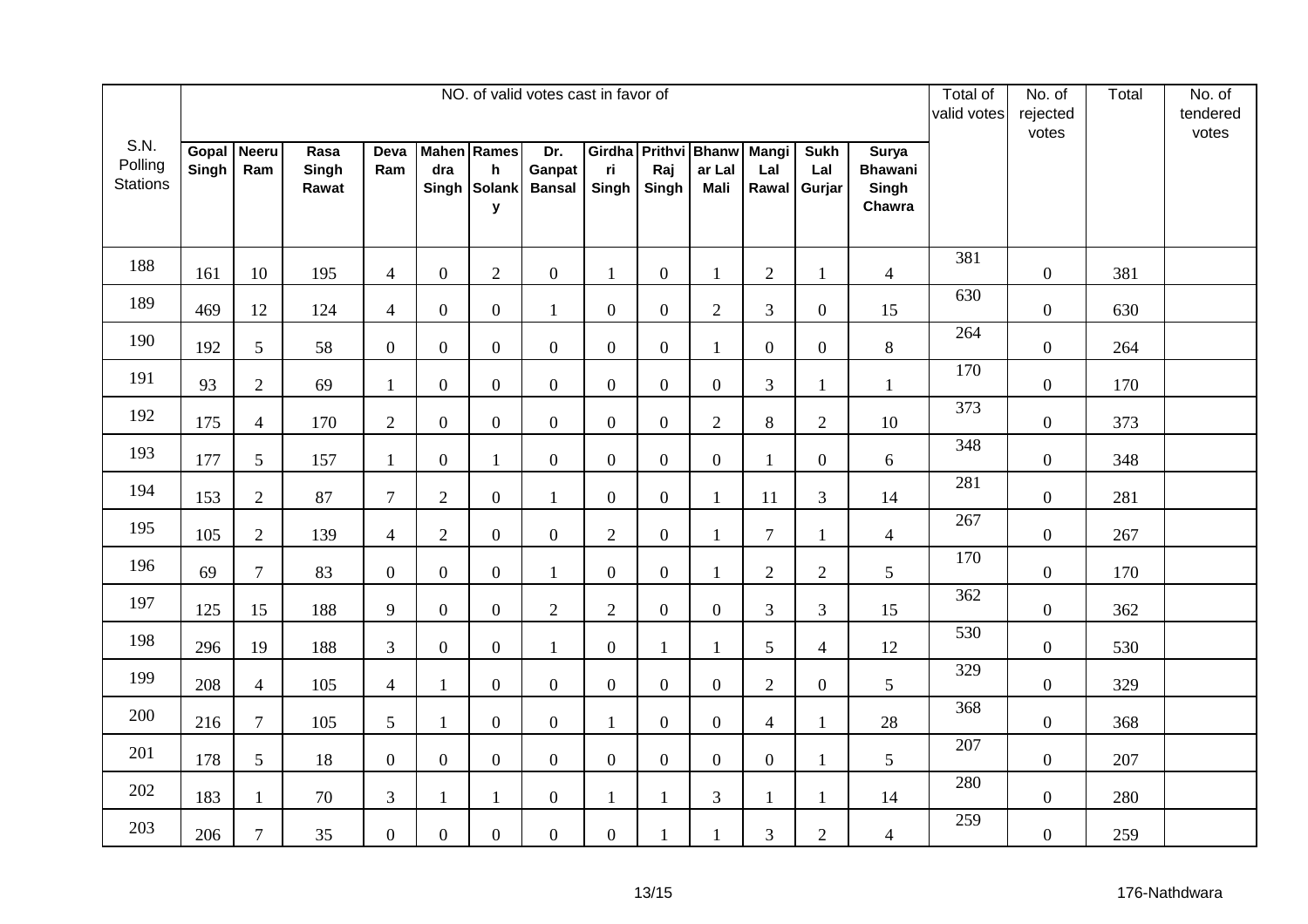| S.N. Polling Stations | NO. of valid votes cast in favor of | | | | | | | | | | | | | Total of valid votes | No. of rejected votes | Total | No. of tendered votes |
|---|---|---|---|---|---|---|---|---|---|---|---|---|---|---|---|---|---|
| | Gopal Singh | Neeru Ram | Rasa Singh Rawat | Deva Ram | Mahendra Singh | Ramesh Solanky | Dr. Ganpat Bansal | Girdhari Singh | Prithvi Raj Singh | Bhanwar Lal Mali | Mangi Lal Rawal | Sukh Lal Gurjar | Surya Bhawani Singh Chawra | | | | |
| 188 | 161 | 10 | 195 | 4 | 0 | 2 | 0 | 1 | 0 | 1 | 2 | 1 | 4 | 381 | 0 | 381 | |
| 189 | 469 | 12 | 124 | 4 | 0 | 0 | 1 | 0 | 0 | 2 | 3 | 0 | 15 | 630 | 0 | 630 | |
| 190 | 192 | 5 | 58 | 0 | 0 | 0 | 0 | 0 | 0 | 1 | 0 | 0 | 8 | 264 | 0 | 264 | |
| 191 | 93 | 2 | 69 | 1 | 0 | 0 | 0 | 0 | 0 | 0 | 3 | 1 | 1 | 170 | 0 | 170 | |
| 192 | 175 | 4 | 170 | 2 | 0 | 0 | 0 | 0 | 0 | 2 | 8 | 2 | 10 | 373 | 0 | 373 | |
| 193 | 177 | 5 | 157 | 1 | 0 | 1 | 0 | 0 | 0 | 0 | 1 | 0 | 6 | 348 | 0 | 348 | |
| 194 | 153 | 2 | 87 | 7 | 2 | 0 | 1 | 0 | 0 | 1 | 11 | 3 | 14 | 281 | 0 | 281 | |
| 195 | 105 | 2 | 139 | 4 | 2 | 0 | 0 | 2 | 0 | 1 | 7 | 1 | 4 | 267 | 0 | 267 | |
| 196 | 69 | 7 | 83 | 0 | 0 | 0 | 1 | 0 | 0 | 1 | 2 | 2 | 5 | 170 | 0 | 170 | |
| 197 | 125 | 15 | 188 | 9 | 0 | 0 | 2 | 2 | 0 | 0 | 3 | 3 | 15 | 362 | 0 | 362 | |
| 198 | 296 | 19 | 188 | 3 | 0 | 0 | 1 | 0 | 1 | 1 | 5 | 4 | 12 | 530 | 0 | 530 | |
| 199 | 208 | 4 | 105 | 4 | 1 | 0 | 0 | 0 | 0 | 0 | 2 | 0 | 5 | 329 | 0 | 329 | |
| 200 | 216 | 7 | 105 | 5 | 1 | 0 | 0 | 1 | 0 | 0 | 4 | 1 | 28 | 368 | 0 | 368 | |
| 201 | 178 | 5 | 18 | 0 | 0 | 0 | 0 | 0 | 0 | 0 | 0 | 1 | 5 | 207 | 0 | 207 | |
| 202 | 183 | 1 | 70 | 3 | 1 | 1 | 0 | 1 | 1 | 3 | 1 | 1 | 14 | 280 | 0 | 280 | |
| 203 | 206 | 7 | 35 | 0 | 0 | 0 | 0 | 0 | 1 | 1 | 3 | 2 | 4 | 259 | 0 | 259 | |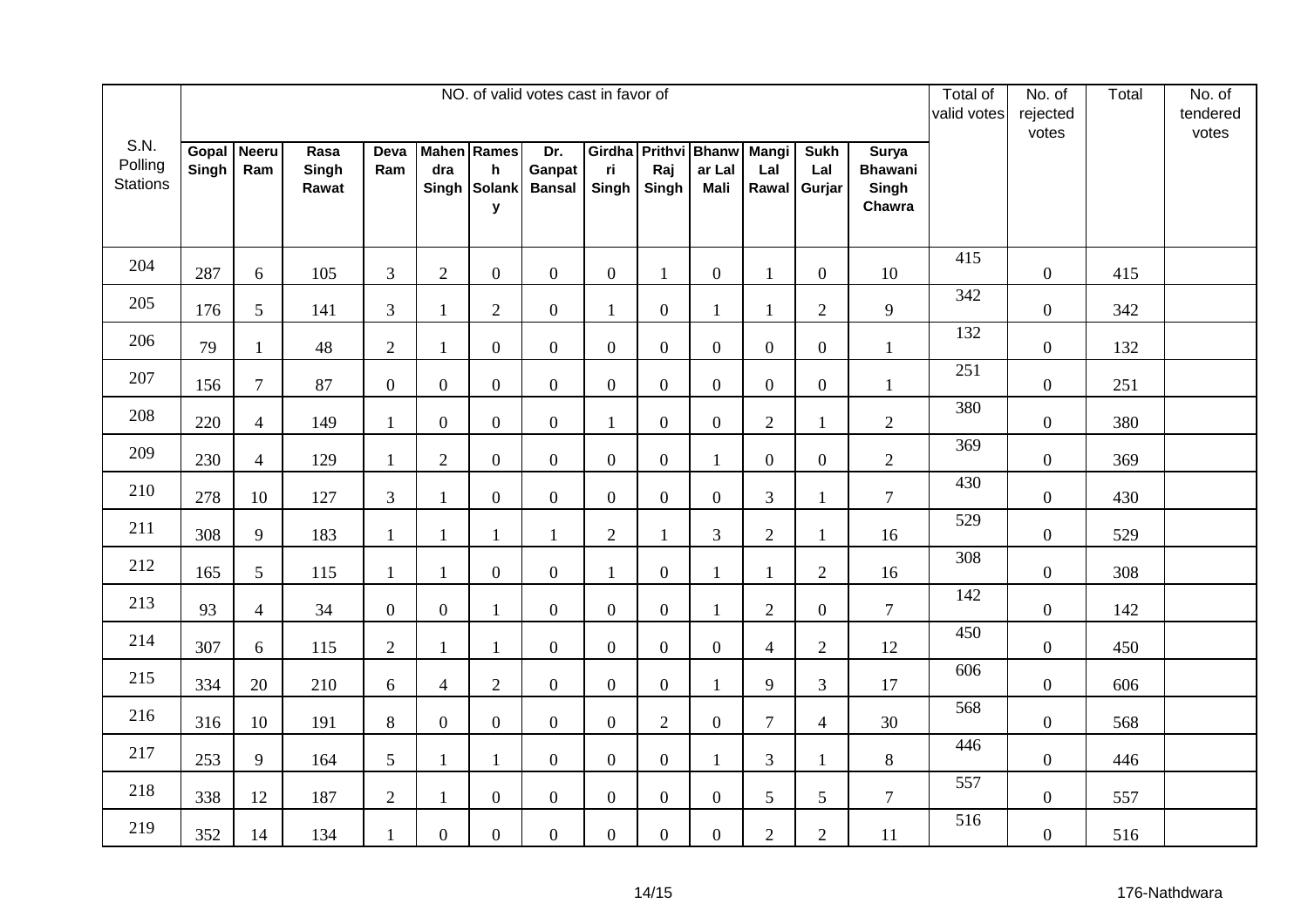| S.N. Polling Stations | NO. of valid votes cast in favor of | | | | | | | | | | | | | Total of valid votes | No. of rejected votes | Total | No. of tendered votes |
|---|---|---|---|---|---|---|---|---|---|---|---|---|---|---|---|---|---|
| | Gopal Singh | Neeru Ram | Rasa Singh Rawat | Deva Ram | Mahendra Singh | Ramesh Solanky | Dr. Ganpat Bansal | Girdhari Singh | Prithvi Raj Singh | Bhanwar Lal Mali | Mangi Lal Rawal | Sukh Lal Gurjar | Surya Bhawani Singh Chawra | | | | |
| 204 | 287 | 6 | 105 | 3 | 2 | 0 | 0 | 0 | 1 | 0 | 1 | 0 | 10 | 415 | 0 | 415 | |
| 205 | 176 | 5 | 141 | 3 | 1 | 2 | 0 | 1 | 0 | 1 | 1 | 2 | 9 | 342 | 0 | 342 | |
| 206 | 79 | 1 | 48 | 2 | 1 | 0 | 0 | 0 | 0 | 0 | 0 | 0 | 1 | 132 | 0 | 132 | |
| 207 | 156 | 7 | 87 | 0 | 0 | 0 | 0 | 0 | 0 | 0 | 0 | 0 | 1 | 251 | 0 | 251 | |
| 208 | 220 | 4 | 149 | 1 | 0 | 0 | 0 | 1 | 0 | 0 | 2 | 1 | 2 | 380 | 0 | 380 | |
| 209 | 230 | 4 | 129 | 1 | 2 | 0 | 0 | 0 | 0 | 1 | 0 | 0 | 2 | 369 | 0 | 369 | |
| 210 | 278 | 10 | 127 | 3 | 1 | 0 | 0 | 0 | 0 | 0 | 3 | 1 | 7 | 430 | 0 | 430 | |
| 211 | 308 | 9 | 183 | 1 | 1 | 1 | 1 | 2 | 1 | 3 | 2 | 1 | 16 | 529 | 0 | 529 | |
| 212 | 165 | 5 | 115 | 1 | 1 | 0 | 0 | 1 | 0 | 1 | 1 | 2 | 16 | 308 | 0 | 308 | |
| 213 | 93 | 4 | 34 | 0 | 0 | 1 | 0 | 0 | 0 | 1 | 2 | 0 | 7 | 142 | 0 | 142 | |
| 214 | 307 | 6 | 115 | 2 | 1 | 1 | 0 | 0 | 0 | 0 | 4 | 2 | 12 | 450 | 0 | 450 | |
| 215 | 334 | 20 | 210 | 6 | 4 | 2 | 0 | 0 | 0 | 1 | 9 | 3 | 17 | 606 | 0 | 606 | |
| 216 | 316 | 10 | 191 | 8 | 0 | 0 | 0 | 0 | 2 | 0 | 7 | 4 | 30 | 568 | 0 | 568 | |
| 217 | 253 | 9 | 164 | 5 | 1 | 1 | 0 | 0 | 0 | 1 | 3 | 1 | 8 | 446 | 0 | 446 | |
| 218 | 338 | 12 | 187 | 2 | 1 | 0 | 0 | 0 | 0 | 0 | 5 | 5 | 7 | 557 | 0 | 557 | |
| 219 | 352 | 14 | 134 | 1 | 0 | 0 | 0 | 0 | 0 | 0 | 2 | 2 | 11 | 516 | 0 | 516 | |

176-Nathdwara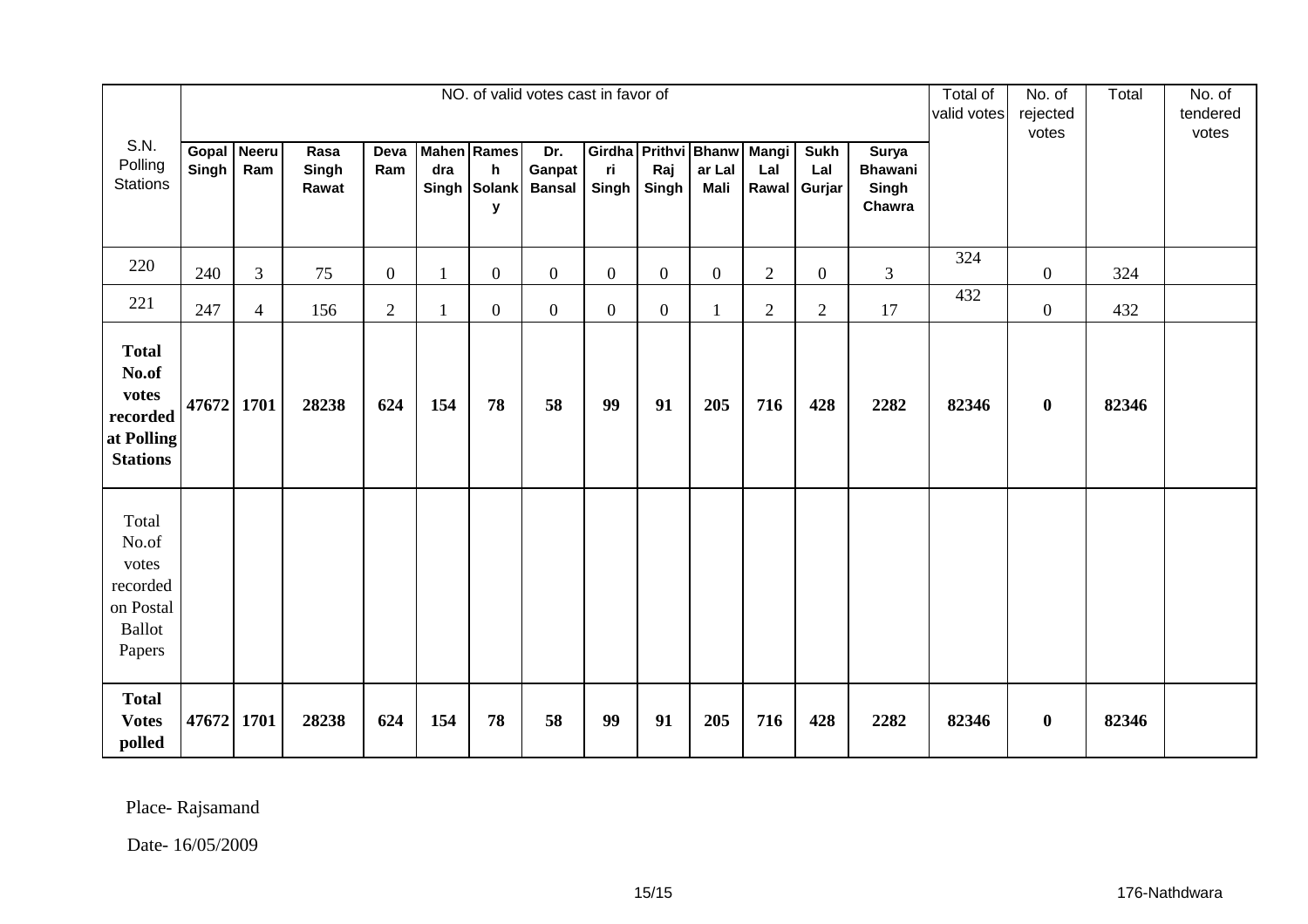| S.N. Polling Stations | NO. of valid votes cast in favor of | | | | | | | | | | | | | Total of valid votes | No. of rejected votes | Total | No. of tendered votes |
|---|---|---|---|---|---|---|---|---|---|---|---|---|---|---|---|---|---|
| | Gopal Singh | Neeru Ram | Rasa Singh Rawat | Deva Ram | Mahendra Singh | Ramesh Solanky | Dr. Ganpat Bansal | Girdhari Singh | Prithvi Raj Singh | Bhanwar Lal Mali | Mangi Lal Rawal | Sukh Lal Gurjar | Surya Bhawani Singh Chawra | | | | |
| 220 | 240 | 3 | 75 | 0 | 1 | 0 | 0 | 0 | 0 | 0 | 2 | 0 | 3 | 324 | 0 | 324 | |
| 221 | 247 | 4 | 156 | 2 | 1 | 0 | 0 | 0 | 0 | 1 | 2 | 2 | 17 | 432 | 0 | 432 | |
| **Total No.of votes recorded at Polling Stations** | **47672** | **1701** | **28238** | **624** | **154** | **78** | **58** | **99** | **91** | **205** | **716** | **428** | **2282** | **82346** | **0** | **82346** | |
| Total No.of votes recorded on Postal Ballot Papers | | | | | | | | | | | | | | | | | |
| **Total Votes polled** | **47672** | **1701** | **28238** | **624** | **154** | **78** | **58** | **99** | **91** | **205** | **716** | **428** | **2282** | **82346** | **0** | **82346** | |

Place- Rajsamand

Date- 16/05/2009

176-Nathdwara